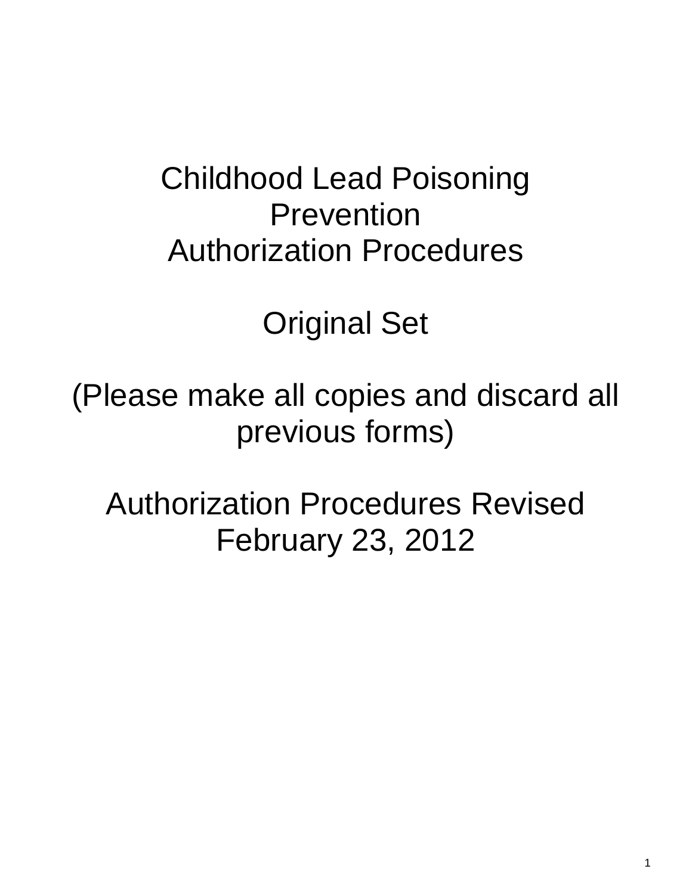# Childhood Lead Poisoning Prevention Authorization Procedures

## Original Set

(Please make all copies and discard all previous forms)

Authorization Procedures Revised February 23, 2012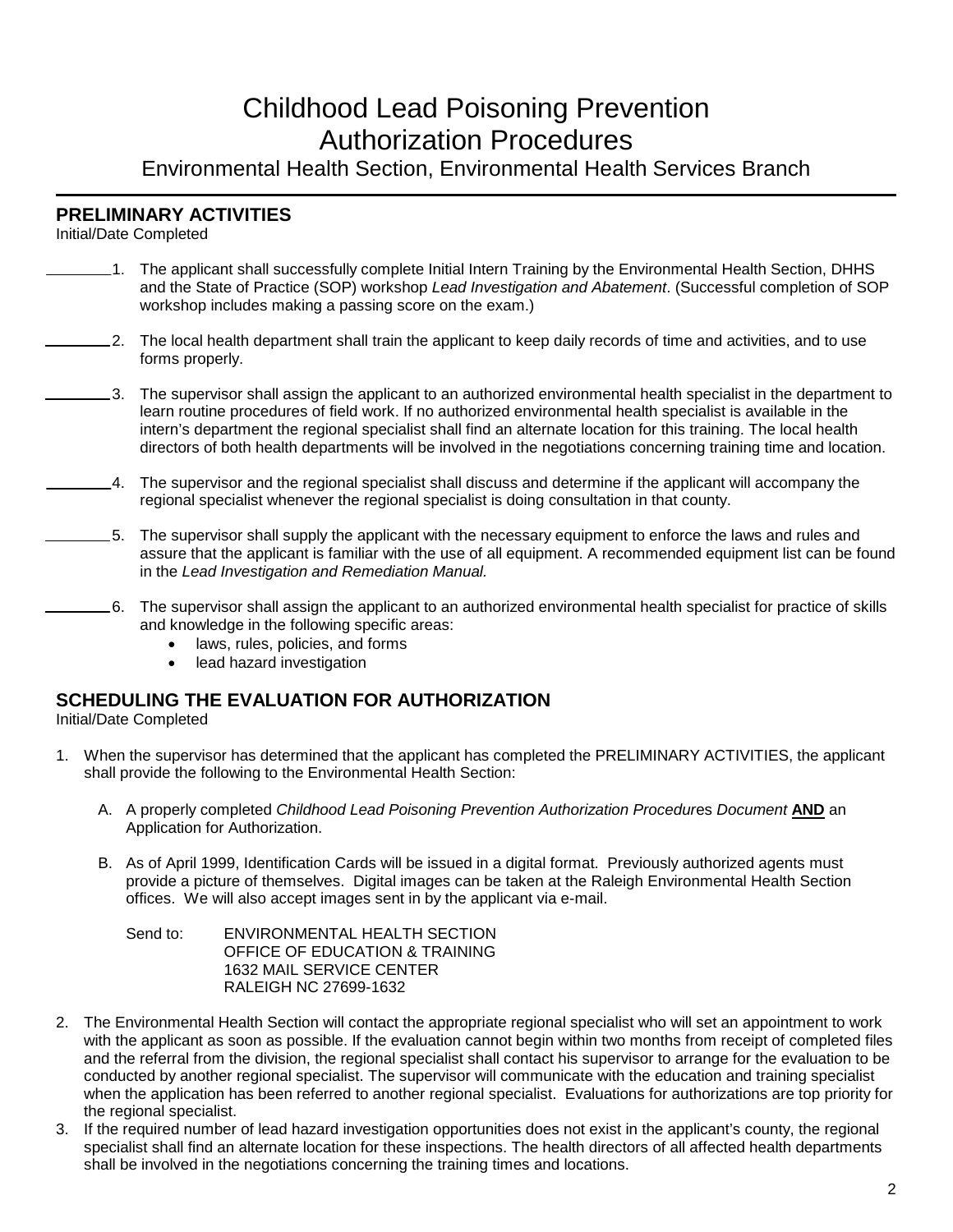# Childhood Lead Poisoning Prevention Authorization Procedures

## Environmental Health Section, Environmental Health Services Branch

### PRELIMINARY ACTIVITIES

Initial/Date Completed

________ 1. The applicant shall successfully complete Initial Intern Training by the Environmental Health Section, DHHS and the State of Practice (SOP) workshop *Lead Investigation and Abatement*. (Successful completion of SOP workshop includes making a passing score on the exam.)

________ 2. The local health department shall train the applicant to keep daily records of time and activities, and to use forms properly.

________ 3. The supervisor shall assign the applicant to an authorized environmental health specialist in the department to learn routine procedures of field work. If no authorized environmental health specialist is available in the intern's department the regional specialist shall find an alternate location for this training. The local health directors of both health departments will be involved in the negotiations concerning training time and location.

________ 4. The supervisor and the regional specialist shall discuss and determine if the applicant will accompany the regional specialist whenever the regional specialist is doing consultation in that county.

________ 5. The supervisor shall supply the applicant with the necessary equipment to enforce the laws and rules and assure that the applicant is familiar with the use of all equipment. A recommended equipment list can be found in the *Lead Investigation and Remediation Manual*.

________ 6. The supervisor shall assign the applicant to an authorized environmental health specialist for practice of skills and knowledge in the following specific areas:

- laws, rules, policies, and forms
- lead hazard investigation

### SCHEDULING THE EVALUATION FOR AUTHORIZATION

Initial/Date Completed

1. When the supervisor has determined that the applicant has completed the PRELIMINARY ACTIVITIES, the applicant shall provide the following to the Environmental Health Section:

   A. A properly completed *Childhood Lead Poisoning Prevention Authorization Procedures Document* **AND** an Application for Authorization.

   B. As of April 1999, Identification Cards will be issued in a digital format. Previously authorized agents must provide a picture of themselves. Digital images can be taken at the Raleigh Environmental Health Section offices. We will also accept images sent in by the applicant via e-mail.

   Send to: ENVIRONMENTAL HEALTH SECTION
   OFFICE OF EDUCATION & TRAINING
   1632 MAIL SERVICE CENTER
   RALEIGH NC 27699-1632

2. The Environmental Health Section will contact the appropriate regional specialist who will set an appointment to work with the applicant as soon as possible. If the evaluation cannot begin within two months from receipt of completed files and the referral from the division, the regional specialist shall contact his supervisor to arrange for the evaluation to be conducted by another regional specialist. The supervisor will communicate with the education and training specialist when the application has been referred to another regional specialist. Evaluations for authorizations are top priority for the regional specialist.
3. If the required number of lead hazard investigation opportunities does not exist in the applicant's county, the regional specialist shall find an alternate location for these inspections. The health directors of all affected health departments shall be involved in the negotiations concerning the training times and locations.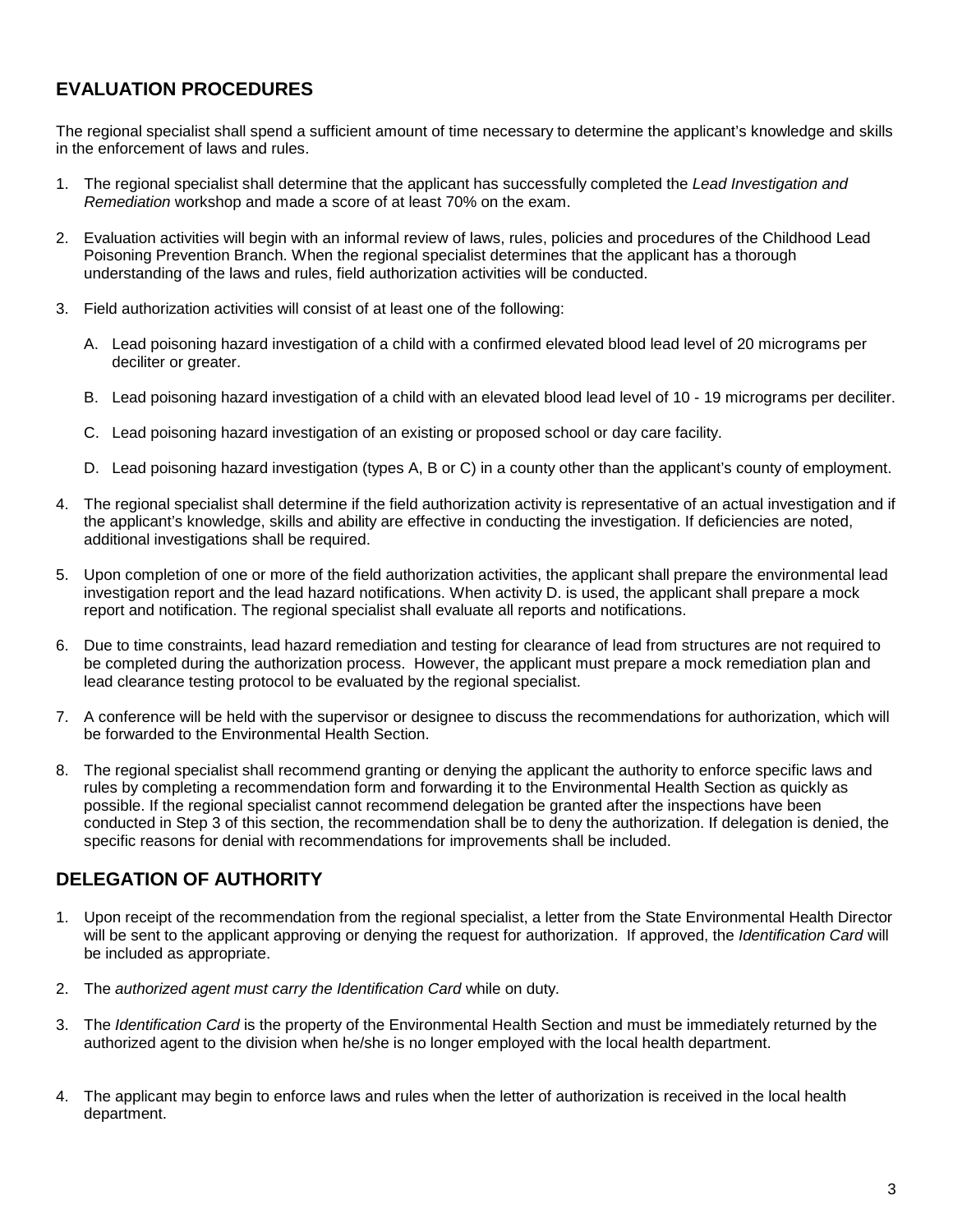## EVALUATION PROCEDURES

The regional specialist shall spend a sufficient amount of time necessary to determine the applicant's knowledge and skills in the enforcement of laws and rules.

1. The regional specialist shall determine that the applicant has successfully completed the *Lead Investigation and Remediation* workshop and made a score of at least 70% on the exam.

2. Evaluation activities will begin with an informal review of laws, rules, policies and procedures of the Childhood Lead Poisoning Prevention Branch. When the regional specialist determines that the applicant has a thorough understanding of the laws and rules, field authorization activities will be conducted.

3. Field authorization activities will consist of at least one of the following:

   A. Lead poisoning hazard investigation of a child with a confirmed elevated blood lead level of 20 micrograms per deciliter or greater.

   B. Lead poisoning hazard investigation of a child with an elevated blood lead level of 10 - 19 micrograms per deciliter.

   C. Lead poisoning hazard investigation of an existing or proposed school or day care facility.

   D. Lead poisoning hazard investigation (types A, B or C) in a county other than the applicant's county of employment.

4. The regional specialist shall determine if the field authorization activity is representative of an actual investigation and if the applicant's knowledge, skills and ability are effective in conducting the investigation. If deficiencies are noted, additional investigations shall be required.

5. Upon completion of one or more of the field authorization activities, the applicant shall prepare the environmental lead investigation report and the lead hazard notifications. When activity D. is used, the applicant shall prepare a mock report and notification. The regional specialist shall evaluate all reports and notifications.

6. Due to time constraints, lead hazard remediation and testing for clearance of lead from structures are not required to be completed during the authorization process. However, the applicant must prepare a mock remediation plan and lead clearance testing protocol to be evaluated by the regional specialist.

7. A conference will be held with the supervisor or designee to discuss the recommendations for authorization, which will be forwarded to the Environmental Health Section.

8. The regional specialist shall recommend granting or denying the applicant the authority to enforce specific laws and rules by completing a recommendation form and forwarding it to the Environmental Health Section as quickly as possible. If the regional specialist cannot recommend delegation be granted after the inspections have been conducted in Step 3 of this section, the recommendation shall be to deny the authorization. If delegation is denied, the specific reasons for denial with recommendations for improvements shall be included.

## DELEGATION OF AUTHORITY

1. Upon receipt of the recommendation from the regional specialist, a letter from the State Environmental Health Director will be sent to the applicant approving or denying the request for authorization. If approved, the *Identification Card* will be included as appropriate.

2. The *authorized agent must carry the Identification Card* while on duty.

3. The *Identification Card* is the property of the Environmental Health Section and must be immediately returned by the authorized agent to the division when he/she is no longer employed with the local health department.

4. The applicant may begin to enforce laws and rules when the letter of authorization is received in the local health department.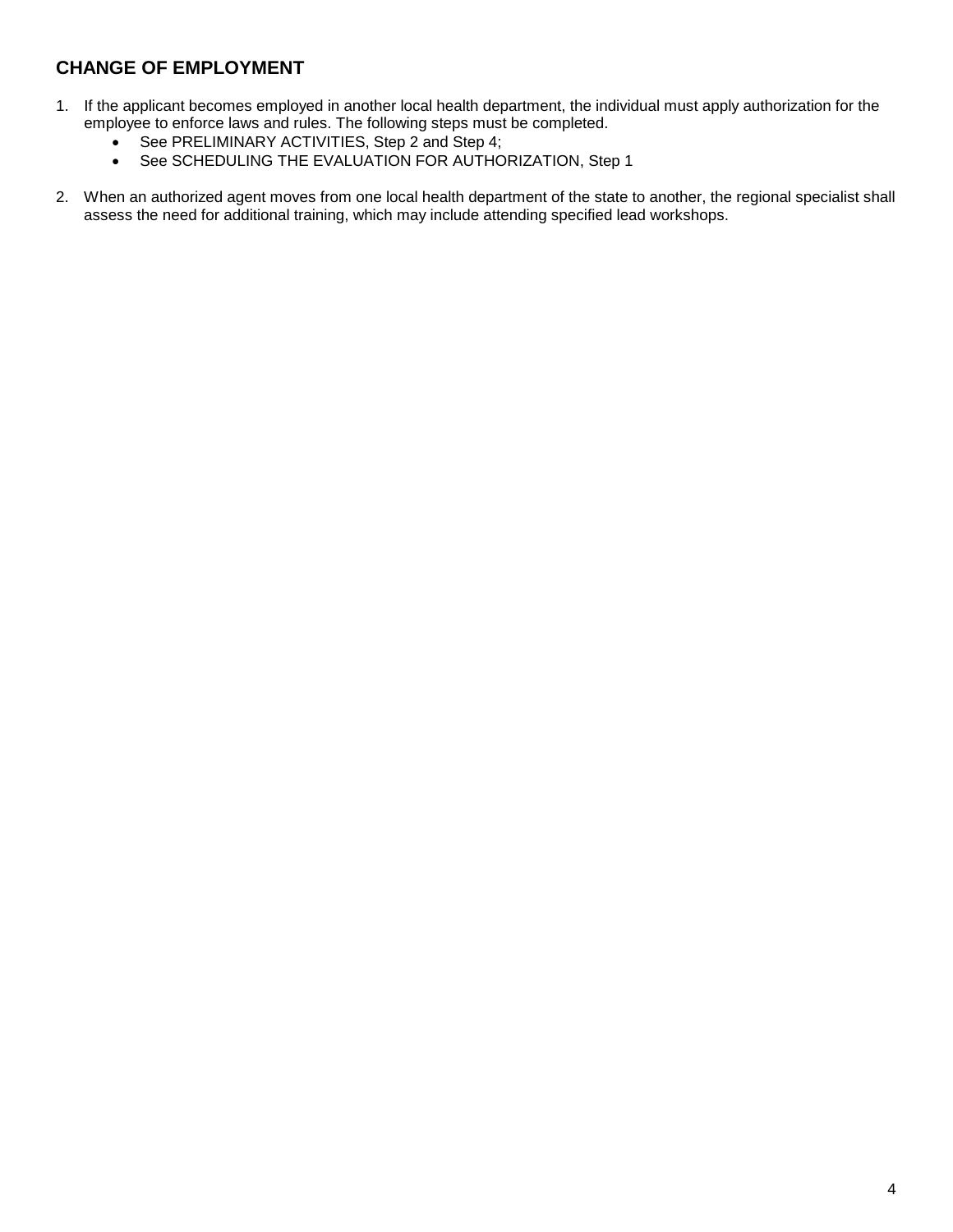## CHANGE OF EMPLOYMENT

1. If the applicant becomes employed in another local health department, the individual must apply authorization for the employee to enforce laws and rules. The following steps must be completed.
   - See PRELIMINARY ACTIVITIES, Step 2 and Step 4;
   - See SCHEDULING THE EVALUATION FOR AUTHORIZATION, Step 1

2. When an authorized agent moves from one local health department of the state to another, the regional specialist shall assess the need for additional training, which may include attending specified lead workshops.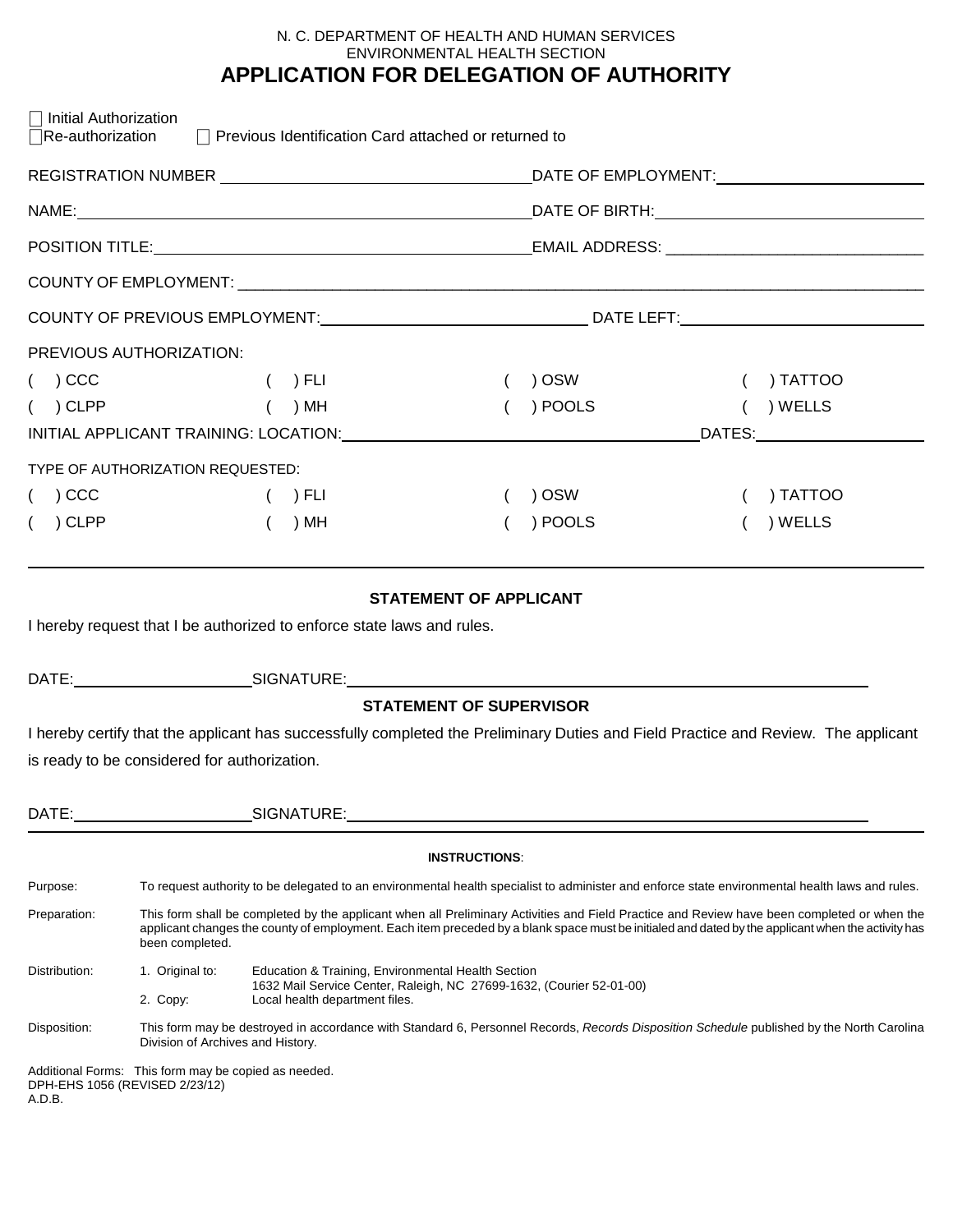N. C. DEPARTMENT OF HEALTH AND HUMAN SERVICES
ENVIRONMENTAL HEALTH SECTION

# APPLICATION FOR DELEGATION OF AUTHORITY

☐ Initial Authorization
☐ Re-authorization ☐ Previous Identification Card attached or returned to

REGISTRATION NUMBER ______________________ DATE OF EMPLOYMENT: ______________________

NAME: ______________________ DATE OF BIRTH: ______________________

POSITION TITLE: ______________________ EMAIL ADDRESS: ______________________

COUNTY OF EMPLOYMENT: ______________________

COUNTY OF PREVIOUS EMPLOYMENT: ______________________ DATE LEFT: ______________________

PREVIOUS AUTHORIZATION:

| | | | |
|---|---|---|---|
| ( ) CCC | ( ) FLI | ( ) OSW | ( ) TATTOO |
| ( ) CLPP | ( ) MH | ( ) POOLS | ( ) WELLS |

INITIAL APPLICANT TRAINING: LOCATION: ______________________ DATES: ______________________

TYPE OF AUTHORIZATION REQUESTED:

| | | | |
|---|---|---|---|
| ( ) CCC | ( ) FLI | ( ) OSW | ( ) TATTOO |
| ( ) CLPP | ( ) MH | ( ) POOLS | ( ) WELLS |

---

**STATEMENT OF APPLICANT**

I hereby request that I be authorized to enforce state laws and rules.

DATE: ______________________ SIGNATURE: ______________________

**STATEMENT OF SUPERVISOR**

I hereby certify that the applicant has successfully completed the Preliminary Duties and Field Practice and Review. The applicant is ready to be considered for authorization.

DATE: ______________________ SIGNATURE: ______________________

---

**INSTRUCTIONS**:

Purpose: To request authority to be delegated to an environmental health specialist to administer and enforce state environmental health laws and rules.

Preparation: This form shall be completed by the applicant when all Preliminary Activities and Field Practice and Review have been completed or when the applicant changes the county of employment. Each item preceded by a blank space must be initialed and dated by the applicant when the activity has been completed.

Distribution:
1. Original to: Education & Training, Environmental Health Section
   1632 Mail Service Center, Raleigh, NC 27699-1632, (Courier 52-01-00)
2. Copy: Local health department files.

Disposition: This form may be destroyed in accordance with Standard 6, Personnel Records, *Records Disposition Schedule* published by the North Carolina Division of Archives and History.

Additional Forms: This form may be copied as needed.
DPH-EHS 1056 (REVISED 2/23/12)
A.D.B.